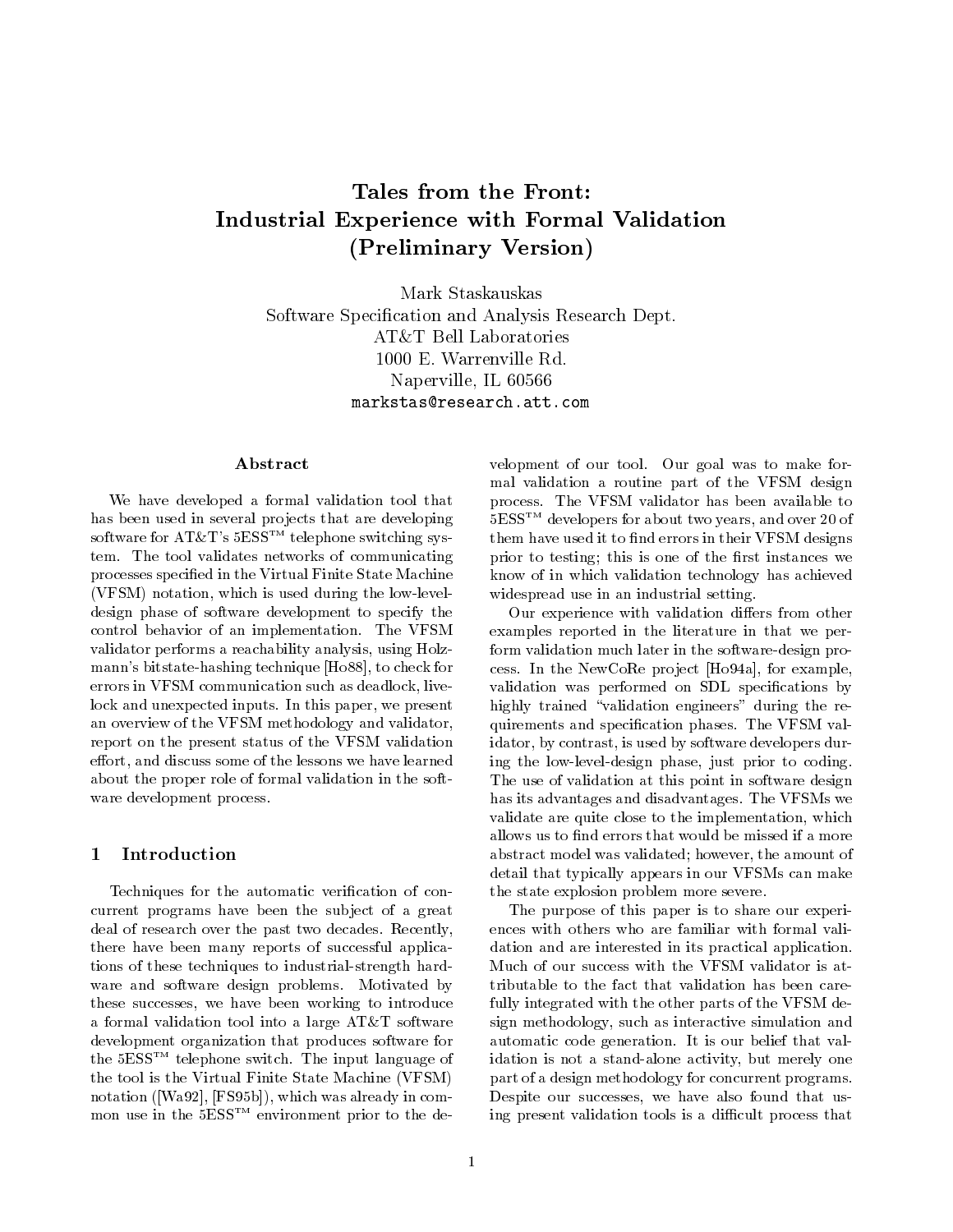# Tales from the Front: Industrial Experience with Formal Validation (Preliminary Version)

Mark Staskauskas
Software Specification and Analysis Research Dept.
AT&T Bell Laboratories
1000 E. Warrenville Rd.
Naperville, IL 60566
markstas@research.att.com

## Abstract

We have developed a formal validation tool that has been used in several projects that are developing software for AT&T's 5ESS™ telephone switching system. The tool validates networks of communicating processes specified in the Virtual Finite State Machine (VFSM) notation, which is used during the low-level-design phase of software development to specify the control behavior of an implementation. The VFSM validator performs a reachability analysis, using Holzmann's bitstate-hashing technique [Ho88], to check for errors in VFSM communication such as deadlock, livelock and unexpected inputs. In this paper, we present an overview of the VFSM methodology and validator, report on the present status of the VFSM validation effort, and discuss some of the lessons we have learned about the proper role of formal validation in the software development process.

## 1 Introduction

Techniques for the automatic verification of concurrent programs have been the subject of a great deal of research over the past two decades. Recently, there have been many reports of successful applications of these techniques to industrial-strength hardware and software design problems. Motivated by these successes, we have been working to introduce a formal validation tool into a large AT&T software development organization that produces software for the 5ESS™ telephone switch. The input language of the tool is the Virtual Finite State Machine (VFSM) notation ([Wa92], [FS95b]), which was already in common use in the 5ESS™ environment prior to the development of our tool. Our goal was to make formal validation a routine part of the VFSM design process. The VFSM validator has been available to 5ESS™ developers for about two years, and over 20 of them have used it to find errors in their VFSM designs prior to testing; this is one of the first instances we know of in which validation technology has achieved widespread use in an industrial setting.

Our experience with validation differs from other examples reported in the literature in that we perform validation much later in the software-design process. In the NewCoRe project [Ho94a], for example, validation was performed on SDL specifications by highly trained "validation engineers" during the requirements and specification phases. The VFSM validator, by contrast, is used by software developers during the low-level-design phase, just prior to coding. The use of validation at this point in software design has its advantages and disadvantages. The VFSMs we validate are quite close to the implementation, which allows us to find errors that would be missed if a more abstract model was validated; however, the amount of detail that typically appears in our VFSMs can make the state explosion problem more severe.

The purpose of this paper is to share our experiences with others who are familiar with formal validation and are interested in its practical application. Much of our success with the VFSM validator is attributable to the fact that validation has been carefully integrated with the other parts of the VFSM design methodology, such as interactive simulation and automatic code generation. It is our belief that validation is not a stand-alone activity, but merely one part of a design methodology for concurrent programs. Despite our successes, we have also found that using present validation tools is a difficult process that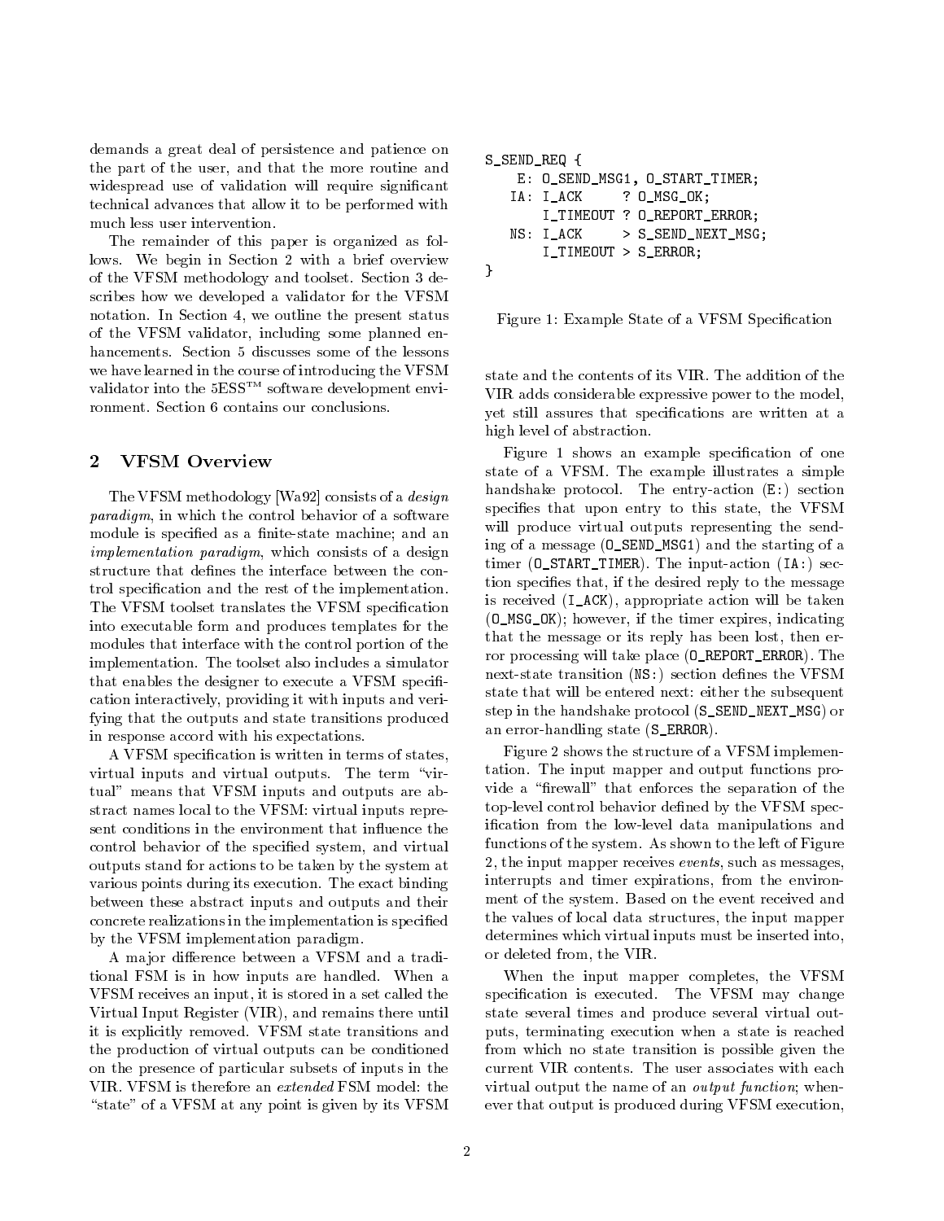demands a great deal of persistence and patience on the part of the user, and that the more routine and widespread use of validation will require significant technical advances that allow it to be performed with much less user intervention.

The remainder of this paper is organized as follows. We begin in Section 2 with a brief overview of the VFSM methodology and toolset. Section 3 describes how we developed a validator for the VFSM notation. In Section 4, we outline the present status of the VFSM validator, including some planned enhancements. Section 5 discusses some of the lessons we have learned in the course of introducing the VFSM validator into the 5ESS™ software development environment. Section 6 contains our conclusions.

## 2 VFSM Overview

The VFSM methodology [Wa92] consists of a *design paradigm*, in which the control behavior of a software module is specified as a finite-state machine; and an *implementation paradigm*, which consists of a design structure that defines the interface between the control specification and the rest of the implementation. The VFSM toolset translates the VFSM specification into executable form and produces templates for the modules that interface with the control portion of the implementation. The toolset also includes a simulator that enables the designer to execute a VFSM specification interactively, providing it with inputs and verifying that the outputs and state transitions produced in response accord with his expectations.

A VFSM specification is written in terms of states, virtual inputs and virtual outputs. The term "virtual" means that VFSM inputs and outputs are abstract names local to the VFSM: virtual inputs represent conditions in the environment that influence the control behavior of the specified system, and virtual outputs stand for actions to be taken by the system at various points during its execution. The exact binding between these abstract inputs and outputs and their concrete realizations in the implementation is specified by the VFSM implementation paradigm.

A major difference between a VFSM and a traditional FSM is in how inputs are handled. When a VFSM receives an input, it is stored in a set called the Virtual Input Register (VIR), and remains there until it is explicitly removed. VFSM state transitions and the production of virtual outputs can be conditioned on the presence of particular subsets of inputs in the VIR. VFSM is therefore an *extended* FSM model: the "state" of a VFSM at any point is given by its VFSM state and the contents of its VIR. The addition of the VIR adds considerable expressive power to the model, yet still assures that specifications are written at a high level of abstraction.

```
S_SEND_REQ {
    E: O_SEND_MSG1, O_START_TIMER;
   IA: I_ACK     ? O_MSG_OK;
       I_TIMEOUT ? O_REPORT_ERROR;
   NS: I_ACK     > S_SEND_NEXT_MSG;
       I_TIMEOUT > S_ERROR;
}
```

Figure 1: Example State of a VFSM Specification

Figure 1 shows an example specification of one state of a VFSM. The example illustrates a simple handshake protocol. The entry-action (`E:`) section specifies that upon entry to this state, the VFSM will produce virtual outputs representing the sending of a message (`O_SEND_MSG1`) and the starting of a timer (`O_START_TIMER`). The input-action (`IA:`) section specifies that, if the desired reply to the message is received (`I_ACK`), appropriate action will be taken (`O_MSG_OK`); however, if the timer expires, indicating that the message or its reply has been lost, then error processing will take place (`O_REPORT_ERROR`). The next-state transition (`NS:`) section defines the VFSM state that will be entered next: either the subsequent step in the handshake protocol (`S_SEND_NEXT_MSG`) or an error-handling state (`S_ERROR`).

Figure 2 shows the structure of a VFSM implementation. The input mapper and output functions provide a "firewall" that enforces the separation of the top-level control behavior defined by the VFSM specification from the low-level data manipulations and functions of the system. As shown to the left of Figure 2, the input mapper receives *events*, such as messages, interrupts and timer expirations, from the environment of the system. Based on the event received and the values of local data structures, the input mapper determines which virtual inputs must be inserted into, or deleted from, the VIR.

When the input mapper completes, the VFSM specification is executed. The VFSM may change state several times and produce several virtual outputs, terminating execution when a state is reached from which no state transition is possible given the current VIR contents. The user associates with each virtual output the name of an *output function*; whenever that output is produced during VFSM execution,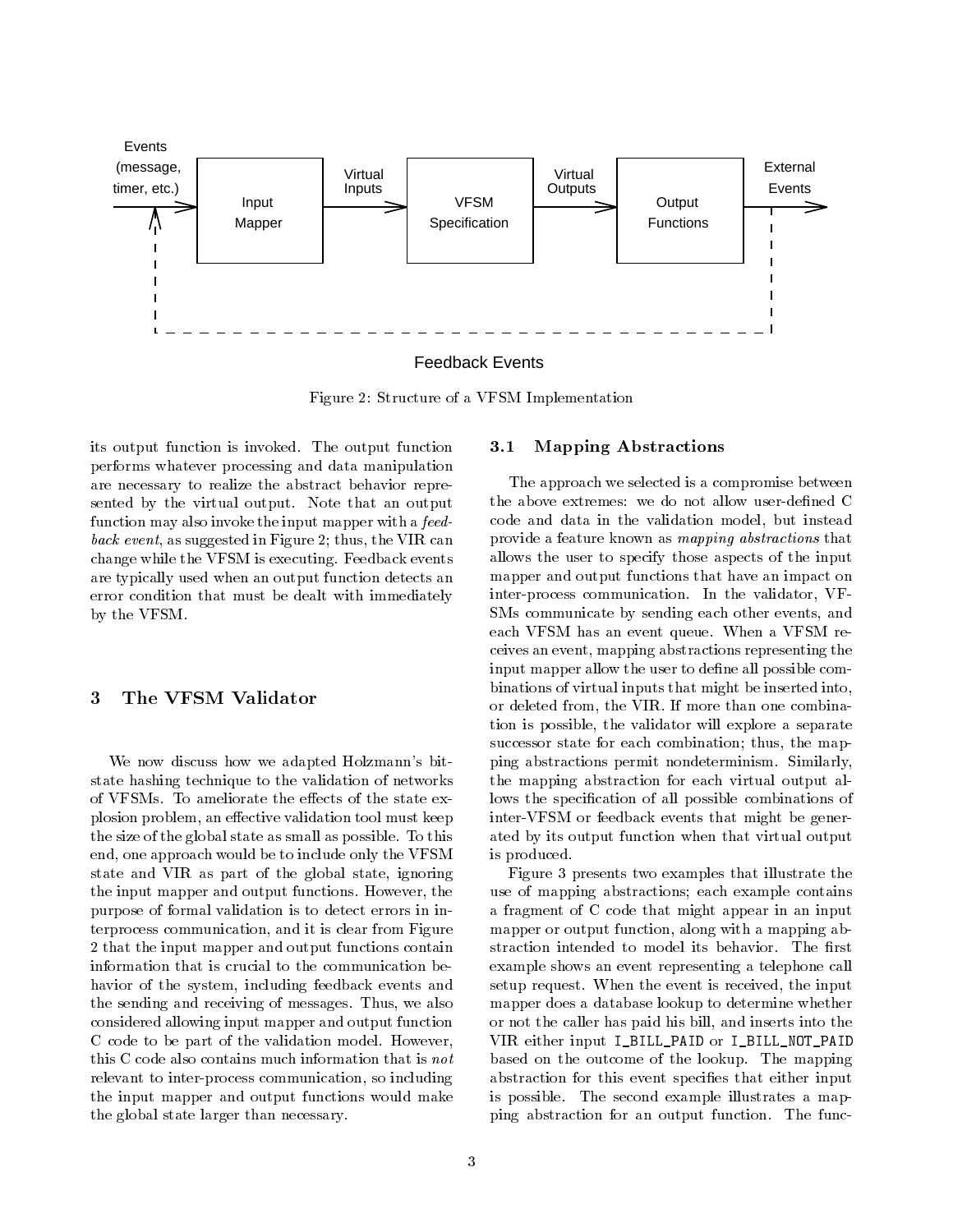Figure 2: Structure of a VFSM Implementation

its output function is invoked. The output function performs whatever processing and data manipulation are necessary to realize the abstract behavior represented by the virtual output. Note that an output function may also invoke the input mapper with a *feedback event*, as suggested in Figure 2; thus, the VIR can change while the VFSM is executing. Feedback events are typically used when an output function detects an error condition that must be dealt with immediately by the VFSM.

## 3 The VFSM Validator

We now discuss how we adapted Holzmann's bitstate hashing technique to the validation of networks of VFSMs. To ameliorate the effects of the state explosion problem, an effective validation tool must keep the size of the global state as small as possible. To this end, one approach would be to include only the VFSM state and VIR as part of the global state, ignoring the input mapper and output functions. However, the purpose of formal validation is to detect errors in interprocess communication, and it is clear from Figure 2 that the input mapper and output functions contain information that is crucial to the communication behavior of the system, including feedback events and the sending and receiving of messages. Thus, we also considered allowing input mapper and output function C code to be part of the validation model. However, this C code also contains much information that is *not* relevant to inter-process communication, so including the input mapper and output functions would make the global state larger than necessary.

### 3.1 Mapping Abstractions

The approach we selected is a compromise between the above extremes: we do not allow user-defined C code and data in the validation model, but instead provide a feature known as *mapping abstractions* that allows the user to specify those aspects of the input mapper and output functions that have an impact on inter-process communication. In the validator, VFSMs communicate by sending each other events, and each VFSM has an event queue. When a VFSM receives an event, mapping abstractions representing the input mapper allow the user to define all possible combinations of virtual inputs that might be inserted into, or deleted from, the VIR. If more than one combination is possible, the validator will explore a separate successor state for each combination; thus, the mapping abstractions permit nondeterminism. Similarly, the mapping abstraction for each virtual output allows the specification of all possible combinations of inter-VFSM or feedback events that might be generated by its output function when that virtual output is produced.

Figure 3 presents two examples that illustrate the use of mapping abstractions; each example contains a fragment of C code that might appear in an input mapper or output function, along with a mapping abstraction intended to model its behavior. The first example shows an event representing a telephone call setup request. When the event is received, the input mapper does a database lookup to determine whether or not the caller has paid his bill, and inserts into the VIR either input `I_BILL_PAID` or `I_BILL_NOT_PAID` based on the outcome of the lookup. The mapping abstraction for this event specifies that either input is possible. The second example illustrates a mapping abstraction for an output function. The func-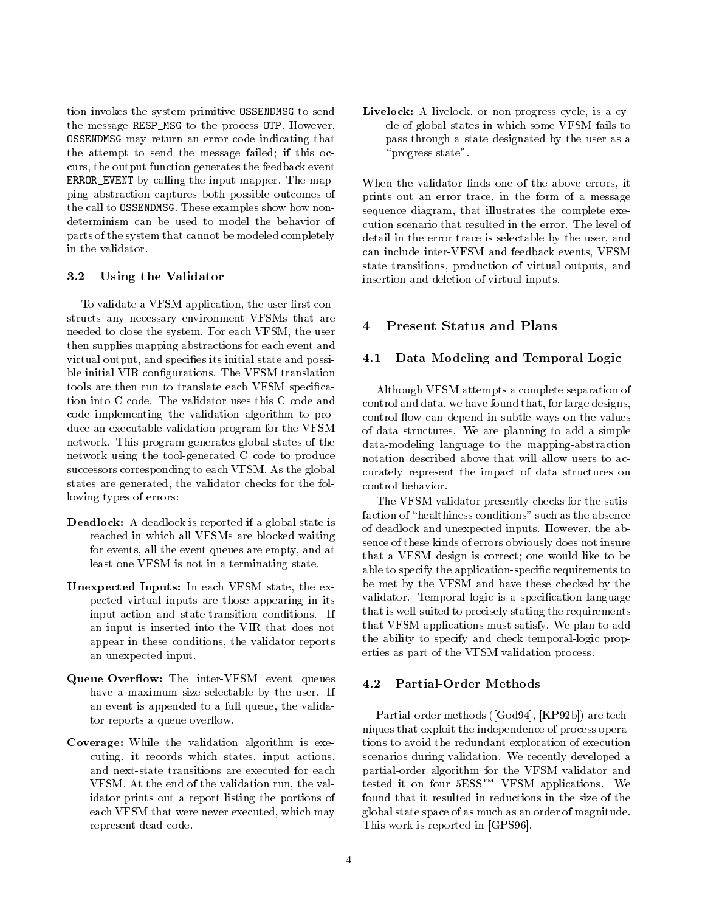tion invokes the system primitive OSSENDMSG to send the message RESP_MSG to the process OTP. However, OSSENDMSG may return an error code indicating that the attempt to send the message failed; if this occurs, the output function generates the feedback event ERROR_EVENT by calling the input mapper. The mapping abstraction captures both possible outcomes of the call to OSSENDMSG. These examples show how nondeterminism can be used to model the behavior of parts of the system that cannot be modeled completely in the validator.

### 3.2 Using the Validator

To validate a VFSM application, the user first constructs any necessary environment VFSMs that are needed to close the system. For each VFSM, the user then supplies mapping abstractions for each event and virtual output, and specifies its initial state and possible initial VIR configurations. The VFSM translation tools are then run to translate each VFSM specification into C code. The validator uses this C code and code implementing the validation algorithm to produce an executable validation program for the VFSM network. This program generates global states of the network using the tool-generated C code to produce successors corresponding to each VFSM. As the global states are generated, the validator checks for the following types of errors:

**Deadlock:** A deadlock is reported if a global state is reached in which all VFSMs are blocked waiting for events, all the event queues are empty, and at least one VFSM is not in a terminating state.

**Unexpected Inputs:** In each VFSM state, the expected virtual inputs are those appearing in its input-action and state-transition conditions. If an input is inserted into the VIR that does not appear in these conditions, the validator reports an unexpected input.

**Queue Overflow:** The inter-VFSM event queues have a maximum size selectable by the user. If an event is appended to a full queue, the validator reports a queue overflow.

**Coverage:** While the validation algorithm is executing, it records which states, input actions, and next-state transitions are executed for each VFSM. At the end of the validation run, the validator prints out a report listing the portions of each VFSM that were never executed, which may represent dead code.

**Livelock:** A livelock, or non-progress cycle, is a cycle of global states in which some VFSM fails to pass through a state designated by the user as a "progress state".

When the validator finds one of the above errors, it prints out an error trace, in the form of a message sequence diagram, that illustrates the complete execution scenario that resulted in the error. The level of detail in the error trace is selectable by the user, and can include inter-VFSM and feedback events, VFSM state transitions, production of virtual outputs, and insertion and deletion of virtual inputs.

## 4 Present Status and Plans

### 4.1 Data Modeling and Temporal Logic

Although VFSM attempts a complete separation of control and data, we have found that, for large designs, control flow can depend in subtle ways on the values of data structures. We are planning to add a simple data-modeling language to the mapping-abstraction notation described above that will allow users to accurately represent the impact of data structures on control behavior.

The VFSM validator presently checks for the satisfaction of "healthiness conditions" such as the absence of deadlock and unexpected inputs. However, the absence of these kinds of errors obviously does not insure that a VFSM design is correct; one would like to be able to specify the application-specific requirements to be met by the VFSM and have these checked by the validator. Temporal logic is a specification language that is well-suited to precisely stating the requirements that VFSM applications must satisfy. We plan to add the ability to specify and check temporal-logic properties as part of the VFSM validation process.

### 4.2 Partial-Order Methods

Partial-order methods ([God94], [KP92b]) are techniques that exploit the independence of process operations to avoid the redundant exploration of execution scenarios during validation. We recently developed a partial-order algorithm for the VFSM validator and tested it on four 5ESS™ VFSM applications. We found that it resulted in reductions in the size of the global state space of as much as an order of magnitude. This work is reported in [GPS96].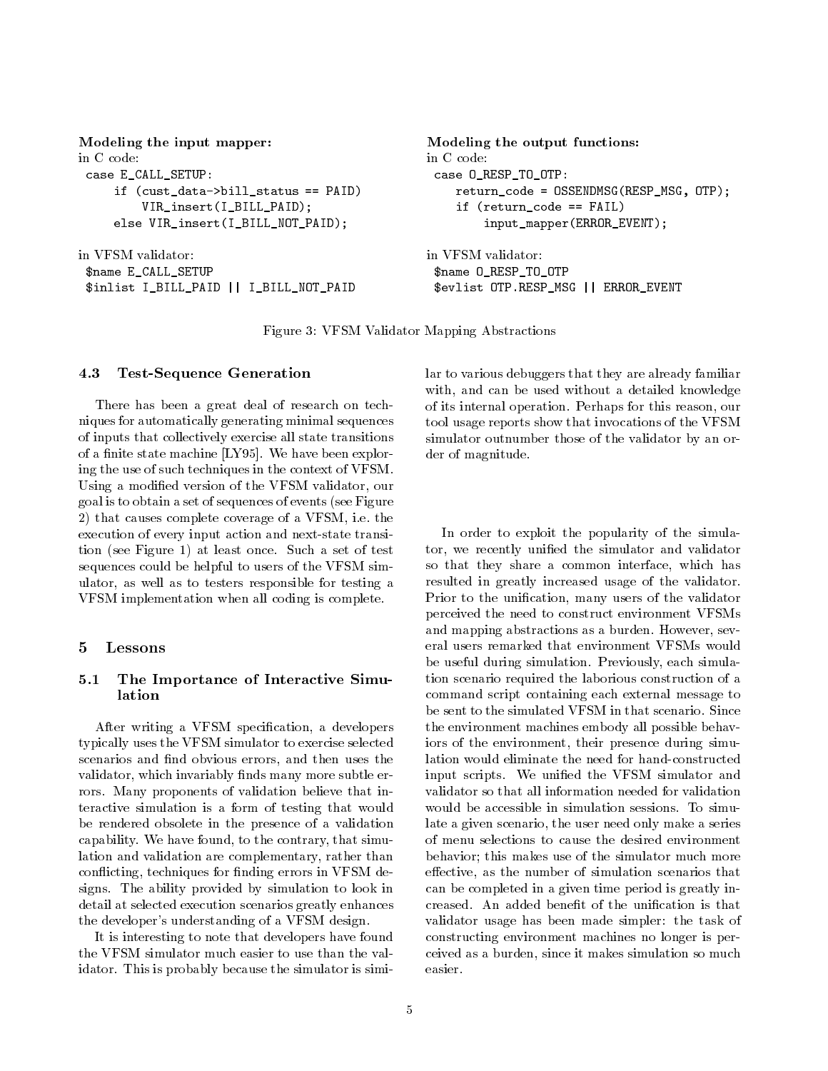**Modeling the input mapper:**

in C code:

```
case E_CALL_SETUP:
    if (cust_data->bill_status == PAID)
        VIR_insert(I_BILL_PAID);
    else VIR_insert(I_BILL_NOT_PAID);
```

in VFSM validator:

```
$name E_CALL_SETUP
$inlist I_BILL_PAID || I_BILL_NOT_PAID
```

**Modeling the output functions:**

in C code:

```
case O_RESP_TO_OTP:
    return_code = OSSENDMSG(RESP_MSG, OTP);
    if (return_code == FAIL)
        input_mapper(ERROR_EVENT);
```

in VFSM validator:

```
$name O_RESP_TO_OTP
$evlist OTP.RESP_MSG || ERROR_EVENT
```

Figure 3: VFSM Validator Mapping Abstractions

### 4.3 Test-Sequence Generation

There has been a great deal of research on techniques for automatically generating minimal sequences of inputs that collectively exercise all state transitions of a finite state machine [LY95]. We have been exploring the use of such techniques in the context of VFSM. Using a modified version of the VFSM validator, our goal is to obtain a set of sequences of events (see Figure 2) that causes complete coverage of a VFSM, i.e. the execution of every input action and next-state transition (see Figure 1) at least once. Such a set of test sequences could be helpful to users of the VFSM simulator, as well as to testers responsible for testing a VFSM implementation when all coding is complete.

## 5 Lessons

### 5.1 The Importance of Interactive Simulation

After writing a VFSM specification, a developers typically uses the VFSM simulator to exercise selected scenarios and find obvious errors, and then uses the validator, which invariably finds many more subtle errors. Many proponents of validation believe that interactive simulation is a form of testing that would be rendered obsolete in the presence of a validation capability. We have found, to the contrary, that simulation and validation are complementary, rather than conflicting, techniques for finding errors in VFSM designs. The ability provided by simulation to look in detail at selected execution scenarios greatly enhances the developer's understanding of a VFSM design.

It is interesting to note that developers have found the VFSM simulator much easier to use than the validator. This is probably because the simulator is similar to various debuggers that they are already familiar with, and can be used without a detailed knowledge of its internal operation. Perhaps for this reason, our tool usage reports show that invocations of the VFSM simulator outnumber those of the validator by an order of magnitude.

In order to exploit the popularity of the simulator, we recently unified the simulator and validator so that they share a common interface, which has resulted in greatly increased usage of the validator. Prior to the unification, many users of the validator perceived the need to construct environment VFSMs and mapping abstractions as a burden. However, several users remarked that environment VFSMs would be useful during simulation. Previously, each simulation scenario required the laborious construction of a command script containing each external message to be sent to the simulated VFSM in that scenario. Since the environment machines embody all possible behaviors of the environment, their presence during simulation would eliminate the need for hand-constructed input scripts. We unified the VFSM simulator and validator so that all information needed for validation would be accessible in simulation sessions. To simulate a given scenario, the user need only make a series of menu selections to cause the desired environment behavior; this makes use of the simulator much more effective, as the number of simulation scenarios that can be completed in a given time period is greatly increased. An added benefit of the unification is that validator usage has been made simpler: the task of constructing environment machines no longer is perceived as a burden, since it makes simulation so much easier.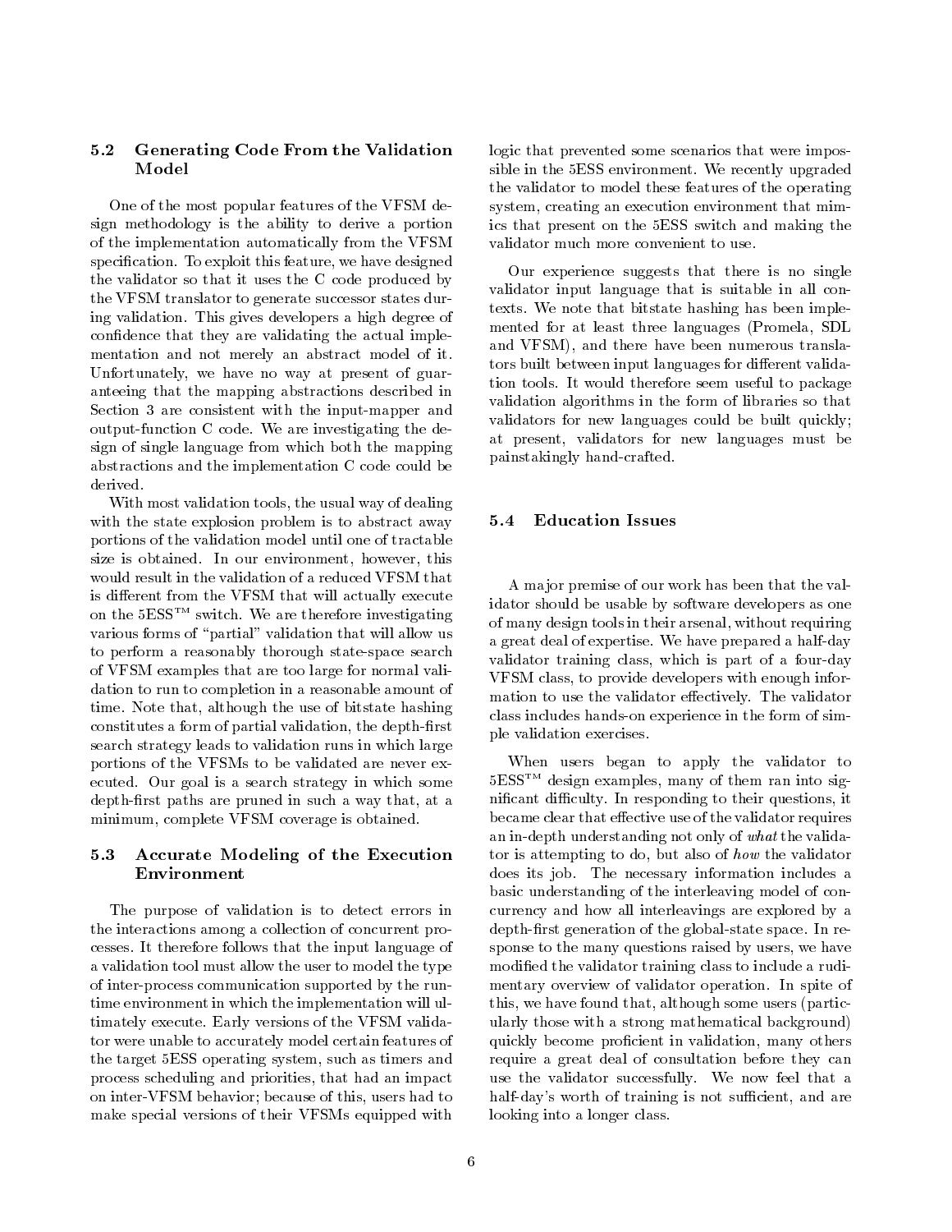### 5.2 Generating Code From the Validation Model

One of the most popular features of the VFSM design methodology is the ability to derive a portion of the implementation automatically from the VFSM specification. To exploit this feature, we have designed the validator so that it uses the C code produced by the VFSM translator to generate successor states during validation. This gives developers a high degree of confidence that they are validating the actual implementation and not merely an abstract model of it. Unfortunately, we have no way at present of guaranteeing that the mapping abstractions described in Section 3 are consistent with the input-mapper and output-function C code. We are investigating the design of single language from which both the mapping abstractions and the implementation C code could be derived.

With most validation tools, the usual way of dealing with the state explosion problem is to abstract away portions of the validation model until one of tractable size is obtained. In our environment, however, this would result in the validation of a reduced VFSM that is different from the VFSM that will actually execute on the 5ESS™ switch. We are therefore investigating various forms of "partial" validation that will allow us to perform a reasonably thorough state-space search of VFSM examples that are too large for normal validation to run to completion in a reasonable amount of time. Note that, although the use of bitstate hashing constitutes a form of partial validation, the depth-first search strategy leads to validation runs in which large portions of the VFSMs to be validated are never executed. Our goal is a search strategy in which some depth-first paths are pruned in such a way that, at a minimum, complete VFSM coverage is obtained.

### 5.3 Accurate Modeling of the Execution Environment

The purpose of validation is to detect errors in the interactions among a collection of concurrent processes. It therefore follows that the input language of a validation tool must allow the user to model the type of inter-process communication supported by the runtime environment in which the implementation will ultimately execute. Early versions of the VFSM validator were unable to accurately model certain features of the target 5ESS operating system, such as timers and process scheduling and priorities, that had an impact on inter-VFSM behavior; because of this, users had to make special versions of their VFSMs equipped with logic that prevented some scenarios that were impossible in the 5ESS environment. We recently upgraded the validator to model these features of the operating system, creating an execution environment that mimics that present on the 5ESS switch and making the validator much more convenient to use.

Our experience suggests that there is no single validator input language that is suitable in all contexts. We note that bitstate hashing has been implemented for at least three languages (Promela, SDL and VFSM), and there have been numerous translators built between input languages for different validation tools. It would therefore seem useful to package validation algorithms in the form of libraries so that validators for new languages could be built quickly; at present, validators for new languages must be painstakingly hand-crafted.

### 5.4 Education Issues

A major premise of our work has been that the validator should be usable by software developers as one of many design tools in their arsenal, without requiring a great deal of expertise. We have prepared a half-day validator training class, which is part of a four-day VFSM class, to provide developers with enough information to use the validator effectively. The validator class includes hands-on experience in the form of simple validation exercises.

When users began to apply the validator to 5ESS™ design examples, many of them ran into significant difficulty. In responding to their questions, it became clear that effective use of the validator requires an in-depth understanding not only of *what* the validator is attempting to do, but also of *how* the validator does its job. The necessary information includes a basic understanding of the interleaving model of concurrency and how all interleavings are explored by a depth-first generation of the global-state space. In response to the many questions raised by users, we have modified the validator training class to include a rudimentary overview of validator operation. In spite of this, we have found that, although some users (particularly those with a strong mathematical background) quickly become proficient in validation, many others require a great deal of consultation before they can use the validator successfully. We now feel that a half-day's worth of training is not sufficient, and are looking into a longer class.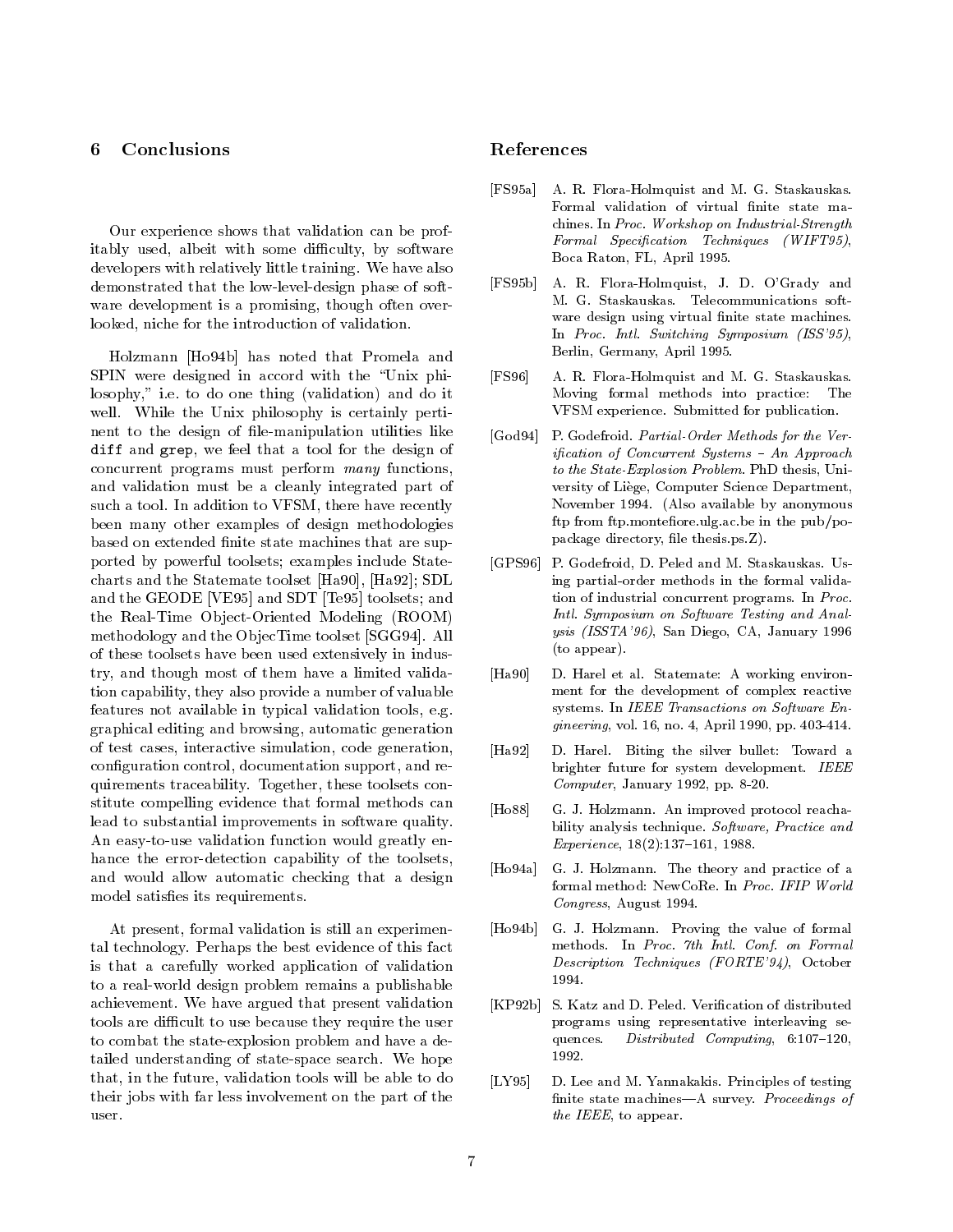## 6 Conclusions

Our experience shows that validation can be profitably used, albeit with some difficulty, by software developers with relatively little training. We have also demonstrated that the low-level-design phase of software development is a promising, though often overlooked, niche for the introduction of validation.

Holzmann [Ho94b] has noted that Promela and SPIN were designed in accord with the "Unix philosophy," i.e. to do one thing (validation) and do it well. While the Unix philosophy is certainly pertinent to the design of file-manipulation utilities like `diff` and `grep`, we feel that a tool for the design of concurrent programs must perform *many* functions, and validation must be a cleanly integrated part of such a tool. In addition to VFSM, there have recently been many other examples of design methodologies based on extended finite state machines that are supported by powerful toolsets; examples include Statecharts and the Statemate toolset [Ha90], [Ha92]; SDL and the GEODE [VE95] and SDT [Te95] toolsets; and the Real-Time Object-Oriented Modeling (ROOM) methodology and the ObjecTime toolset [SGG94]. All of these toolsets have been used extensively in industry, and though most of them have a limited validation capability, they also provide a number of valuable features not available in typical validation tools, e.g. graphical editing and browsing, automatic generation of test cases, interactive simulation, code generation, configuration control, documentation support, and requirements traceability. Together, these toolsets constitute compelling evidence that formal methods can lead to substantial improvements in software quality. An easy-to-use validation function would greatly enhance the error-detection capability of the toolsets, and would allow automatic checking that a design model satisfies its requirements.

At present, formal validation is still an experimental technology. Perhaps the best evidence of this fact is that a carefully worked application of validation to a real-world design problem remains a publishable achievement. We have argued that present validation tools are difficult to use because they require the user to combat the state-explosion problem and have a detailed understanding of state-space search. We hope that, in the future, validation tools will be able to do their jobs with far less involvement on the part of the user.

## References

[FS95a] A. R. Flora-Holmquist and M. G. Staskauskas. Formal validation of virtual finite state machines. In *Proc. Workshop on Industrial-Strength Formal Specification Techniques (WIFT95)*, Boca Raton, FL, April 1995.

[FS95b] A. R. Flora-Holmquist, J. D. O'Grady and M. G. Staskauskas. Telecommunications software design using virtual finite state machines. In *Proc. Intl. Switching Symposium (ISS'95)*, Berlin, Germany, April 1995.

[FS96] A. R. Flora-Holmquist and M. G. Staskauskas. Moving formal methods into practice: The VFSM experience. Submitted for publication.

[God94] P. Godefroid. *Partial-Order Methods for the Verification of Concurrent Systems – An Approach to the State-Explosion Problem.* PhD thesis, University of Liège, Computer Science Department, November 1994. (Also available by anonymous ftp from ftp.montefiore.ulg.ac.be in the pub/po-package directory, file thesis.ps.Z).

[GPS96] P. Godefroid, D. Peled and M. Staskauskas. Using partial-order methods in the formal validation of industrial concurrent programs. In *Proc. Intl. Symposium on Software Testing and Analysis (ISSTA'96)*, San Diego, CA, January 1996 (to appear).

[Ha90] D. Harel et al. Statemate: A working environment for the development of complex reactive systems. In *IEEE Transactions on Software Engineering*, vol. 16, no. 4, April 1990, pp. 403-414.

[Ha92] D. Harel. Biting the silver bullet: Toward a brighter future for system development. *IEEE Computer*, January 1992, pp. 8-20.

[Ho88] G. J. Holzmann. An improved protocol reachability analysis technique. *Software, Practice and Experience*, 18(2):137–161, 1988.

[Ho94a] G. J. Holzmann. The theory and practice of a formal method: NewCoRe. In *Proc. IFIP World Congress*, August 1994.

[Ho94b] G. J. Holzmann. Proving the value of formal methods. In *Proc. 7th Intl. Conf. on Formal Description Techniques (FORTE'94)*, October 1994.

[KP92b] S. Katz and D. Peled. Verification of distributed programs using representative interleaving sequences. *Distributed Computing*, 6:107–120, 1992.

[LY95] D. Lee and M. Yannakakis. Principles of testing finite state machines—A survey. *Proceedings of the IEEE*, to appear.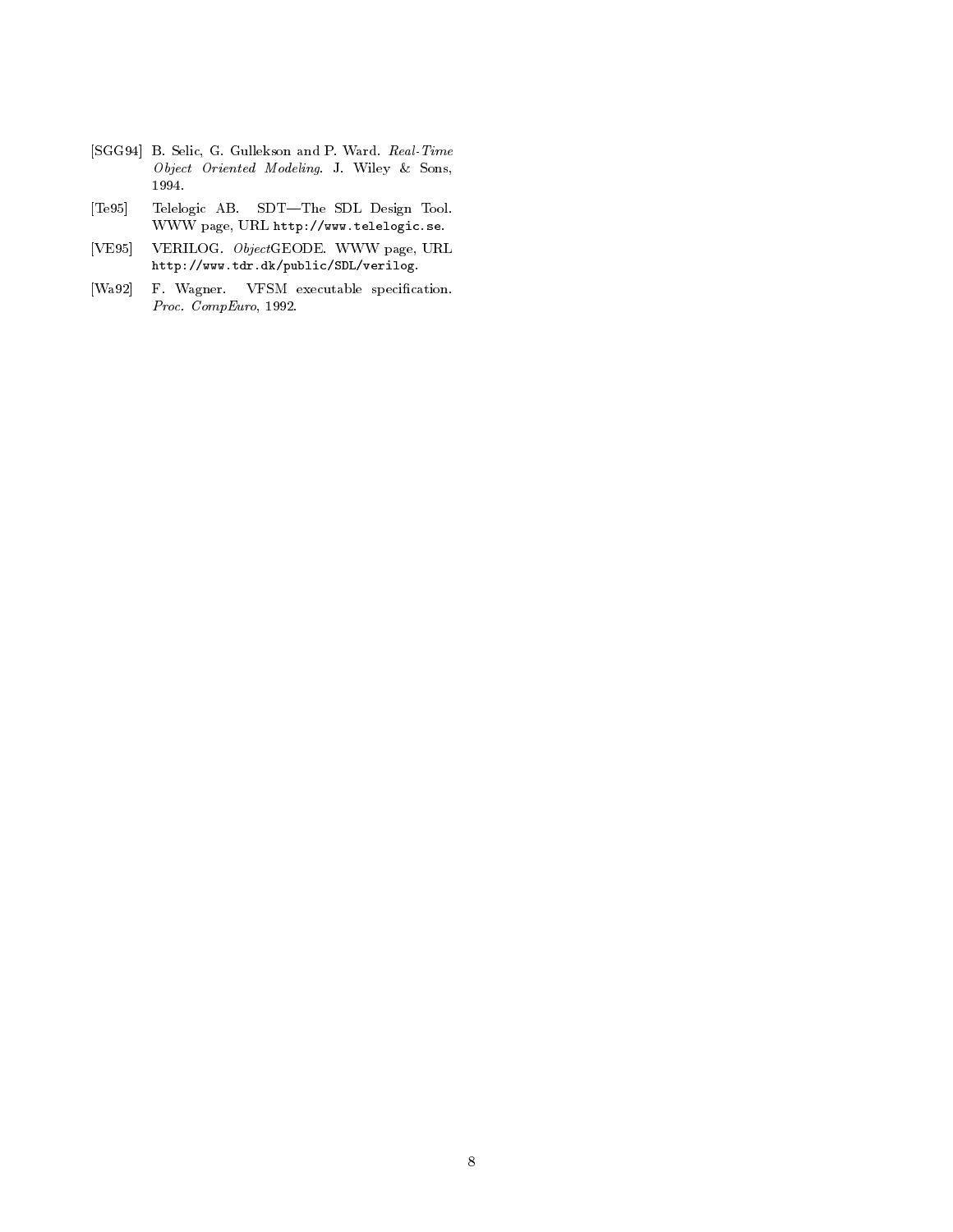[SGG94] B. Selic, G. Gullekson and P. Ward. *Real-Time Object Oriented Modeling*. J. Wiley & Sons, 1994.

[Te95] Telelogic AB. SDT—The SDL Design Tool. WWW page, URL `http://www.telelogic.se`.

[VE95] VERILOG. *Object*GEODE. WWW page, URL `http://www.tdr.dk/public/SDL/verilog`.

[Wa92] F. Wagner. VFSM executable specification. *Proc. CompEuro*, 1992.